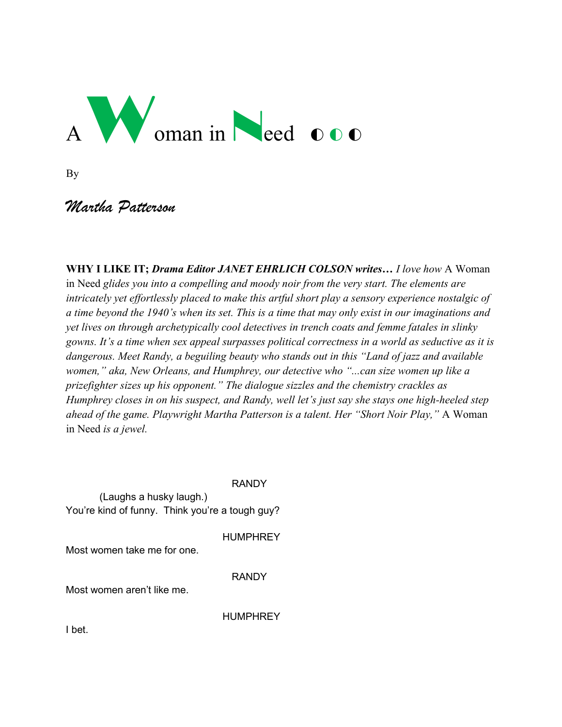# A Woman in Need ◐ ◐ ◐

By

*Martha Patterson*

**WHY I LIKE IT; *Drama Editor JANET EHRLICH COLSON writes…*** *I love how* A Woman in Need *glides you into a compelling and moody noir from the very start. The elements are intricately yet effortlessly placed to make this artful short play a sensory experience nostalgic of a time beyond the 1940's when its set. This is a time that may only exist in our imaginations and yet lives on through archetypically cool detectives in trench coats and femme fatales in slinky gowns. It's a time when sex appeal surpasses political correctness in a world as seductive as it is dangerous. Meet Randy, a beguiling beauty who stands out in this "Land of jazz and available women," aka, New Orleans, and Humphrey, our detective who "...can size women up like a prizefighter sizes up his opponent." The dialogue sizzles and the chemistry crackles as Humphrey closes in on his suspect, and Randy, well let's just say she stays one high-heeled step ahead of the game. Playwright Martha Patterson is a talent. Her "Short Noir Play,"* A Woman in Need *is a jewel.*

RANDY

(Laughs a husky laugh.)

You're kind of funny. Think you're a tough guy?

HUMPHREY

Most women take me for one.

RANDY

Most women aren't like me.

HUMPHREY

I bet.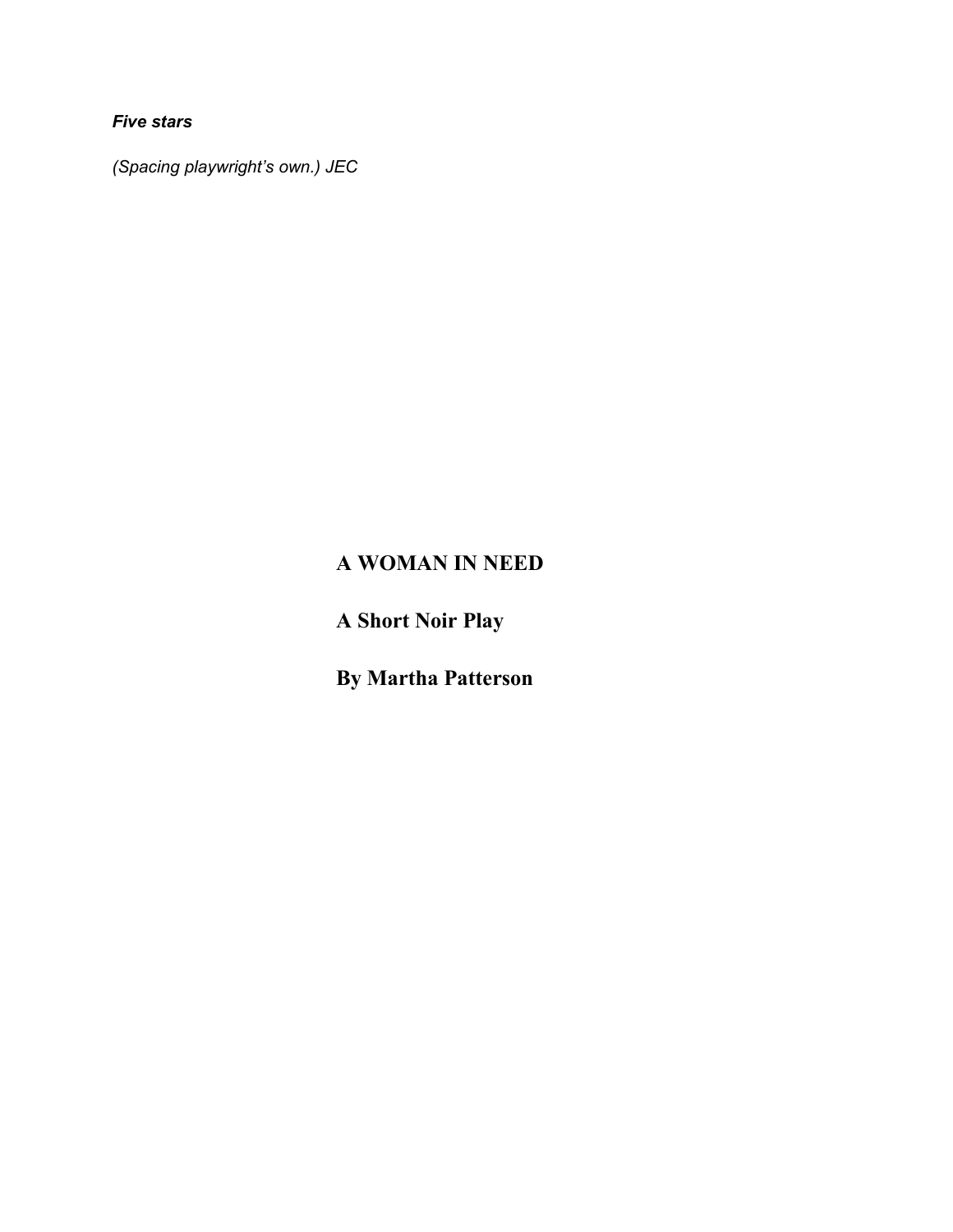***Five stars***

*(Spacing playwright's own.) JEC*

# A WOMAN IN NEED

## A Short Noir Play

## By Martha Patterson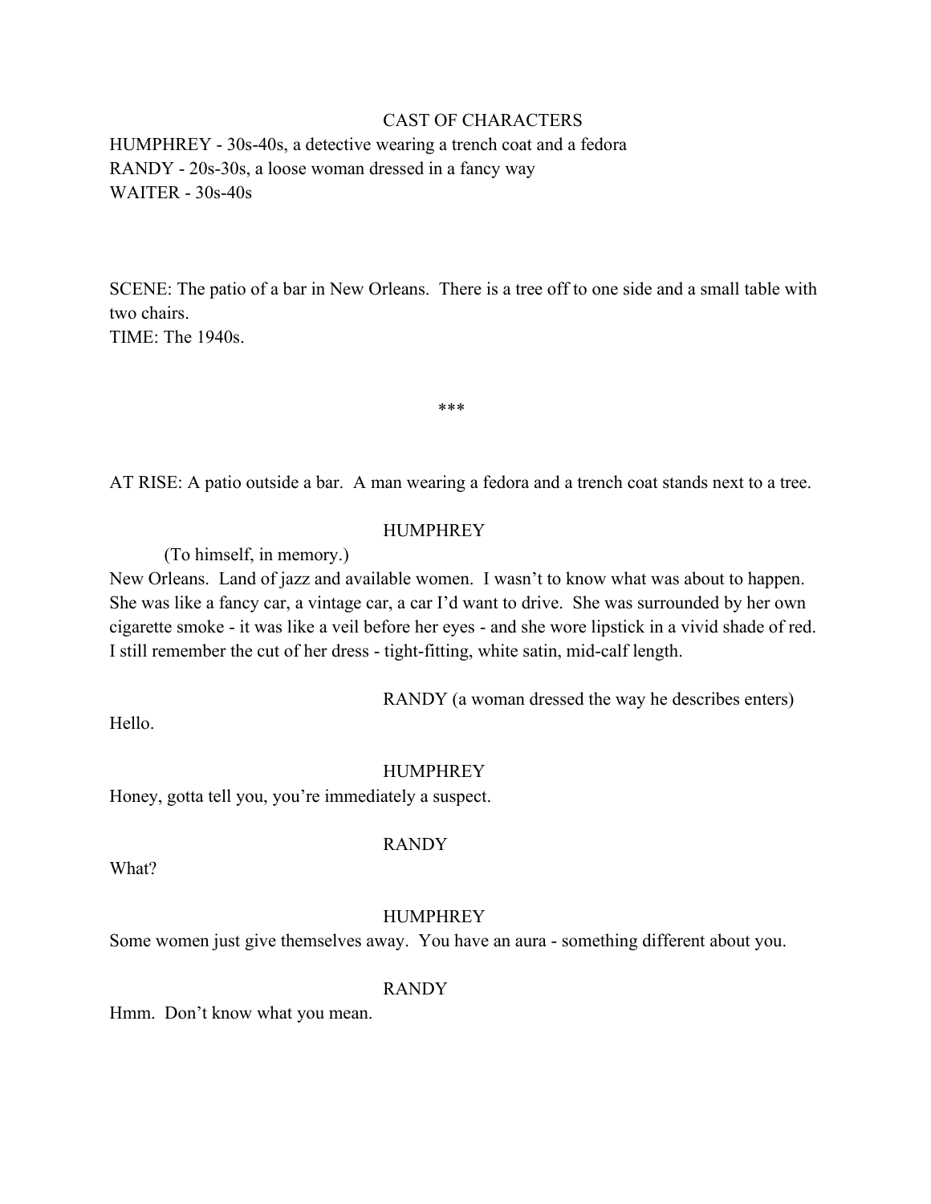CAST OF CHARACTERS

HUMPHREY - 30s-40s, a detective wearing a trench coat and a fedora
RANDY - 20s-30s, a loose woman dressed in a fancy way
WAITER - 30s-40s

SCENE: The patio of a bar in New Orleans. There is a tree off to one side and a small table with two chairs.
TIME: The 1940s.

***

AT RISE: A patio outside a bar. A man wearing a fedora and a trench coat stands next to a tree.

HUMPHREY

(To himself, in memory.)

New Orleans. Land of jazz and available women. I wasn't to know what was about to happen. She was like a fancy car, a vintage car, a car I'd want to drive. She was surrounded by her own cigarette smoke - it was like a veil before her eyes - and she wore lipstick in a vivid shade of red. I still remember the cut of her dress - tight-fitting, white satin, mid-calf length.

RANDY (a woman dressed the way he describes enters)

Hello.

HUMPHREY

Honey, gotta tell you, you're immediately a suspect.

RANDY

What?

HUMPHREY

Some women just give themselves away. You have an aura - something different about you.

RANDY

Hmm. Don't know what you mean.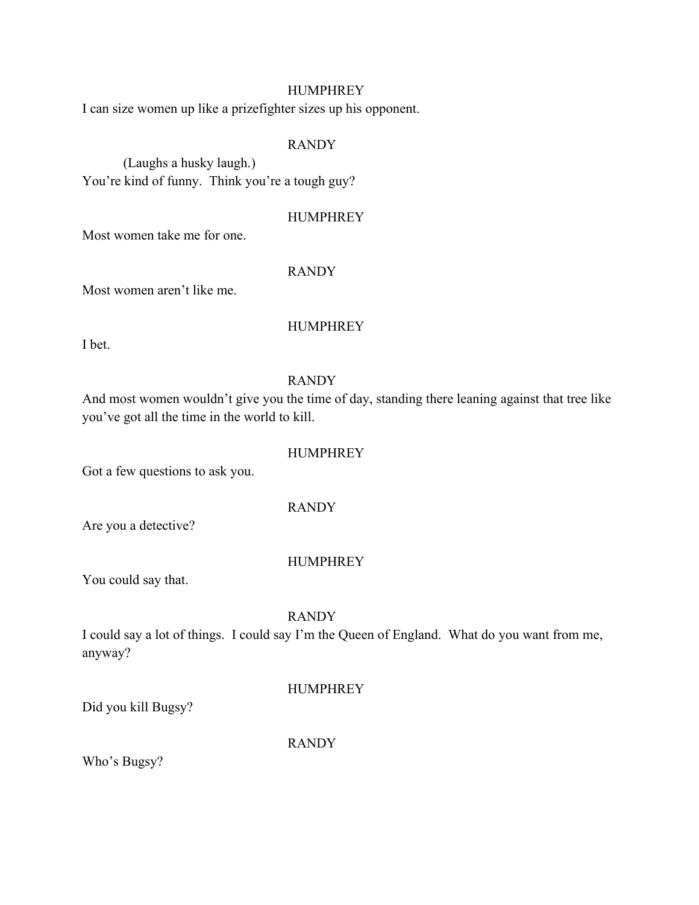HUMPHREY

I can size women up like a prizefighter sizes up his opponent.

RANDY

(Laughs a husky laugh.)

You're kind of funny.  Think you're a tough guy?

HUMPHREY

Most women take me for one.

RANDY

Most women aren't like me.

HUMPHREY

I bet.

RANDY

And most women wouldn't give you the time of day, standing there leaning against that tree like you've got all the time in the world to kill.

HUMPHREY

Got a few questions to ask you.

RANDY

Are you a detective?

HUMPHREY

You could say that.

RANDY

I could say a lot of things.  I could say I'm the Queen of England.  What do you want from me, anyway?

HUMPHREY

Did you kill Bugsy?

RANDY

Who's Bugsy?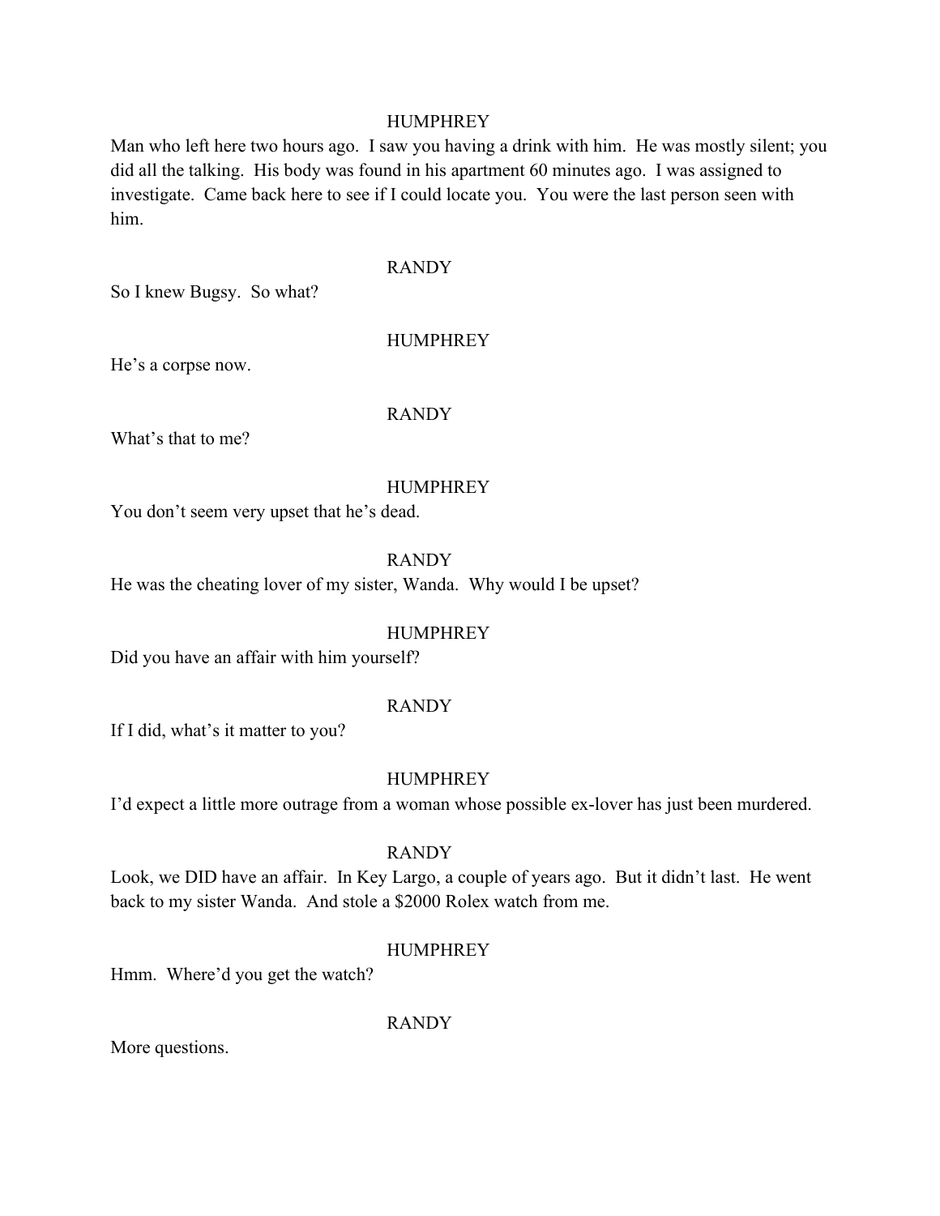HUMPHREY

Man who left here two hours ago. I saw you having a drink with him. He was mostly silent; you did all the talking. His body was found in his apartment 60 minutes ago. I was assigned to investigate. Came back here to see if I could locate you. You were the last person seen with him.

RANDY

So I knew Bugsy. So what?

HUMPHREY

He's a corpse now.

RANDY

What's that to me?

HUMPHREY

You don't seem very upset that he's dead.

RANDY

He was the cheating lover of my sister, Wanda. Why would I be upset?

HUMPHREY

Did you have an affair with him yourself?

RANDY

If I did, what's it matter to you?

HUMPHREY

I'd expect a little more outrage from a woman whose possible ex-lover has just been murdered.

RANDY

Look, we DID have an affair. In Key Largo, a couple of years ago. But it didn't last. He went back to my sister Wanda. And stole a $2000 Rolex watch from me.

HUMPHREY

Hmm. Where'd you get the watch?

RANDY

More questions.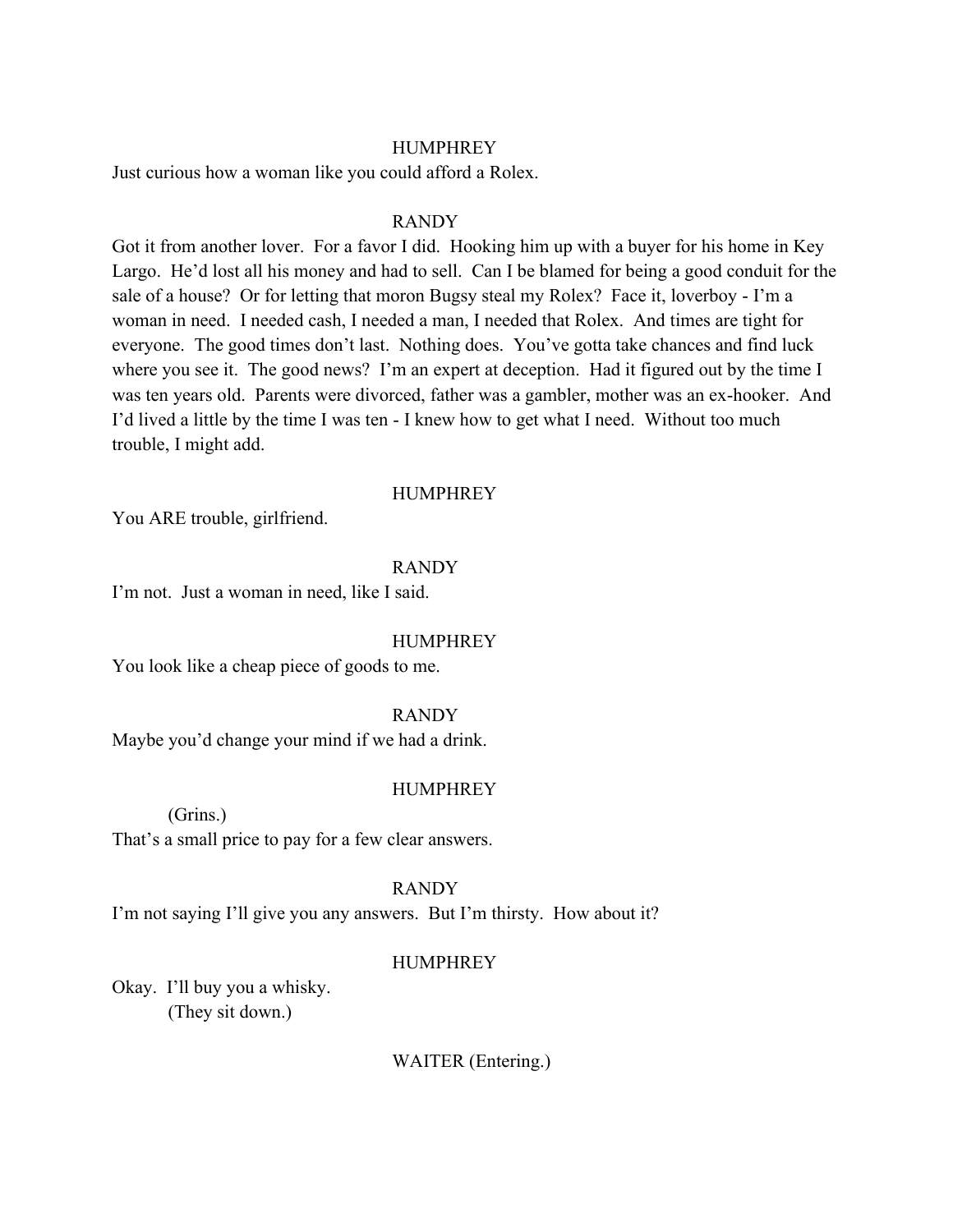HUMPHREY

Just curious how a woman like you could afford a Rolex.

RANDY

Got it from another lover. For a favor I did. Hooking him up with a buyer for his home in Key Largo. He'd lost all his money and had to sell. Can I be blamed for being a good conduit for the sale of a house? Or for letting that moron Bugsy steal my Rolex? Face it, loverboy - I'm a woman in need. I needed cash, I needed a man, I needed that Rolex. And times are tight for everyone. The good times don't last. Nothing does. You've gotta take chances and find luck where you see it. The good news? I'm an expert at deception. Had it figured out by the time I was ten years old. Parents were divorced, father was a gambler, mother was an ex-hooker. And I'd lived a little by the time I was ten - I knew how to get what I need. Without too much trouble, I might add.

HUMPHREY

You ARE trouble, girlfriend.

RANDY

I'm not. Just a woman in need, like I said.

HUMPHREY

You look like a cheap piece of goods to me.

RANDY

Maybe you'd change your mind if we had a drink.

HUMPHREY

(Grins.)

That's a small price to pay for a few clear answers.

RANDY

I'm not saying I'll give you any answers. But I'm thirsty. How about it?

HUMPHREY

Okay. I'll buy you a whisky.

(They sit down.)

WAITER (Entering.)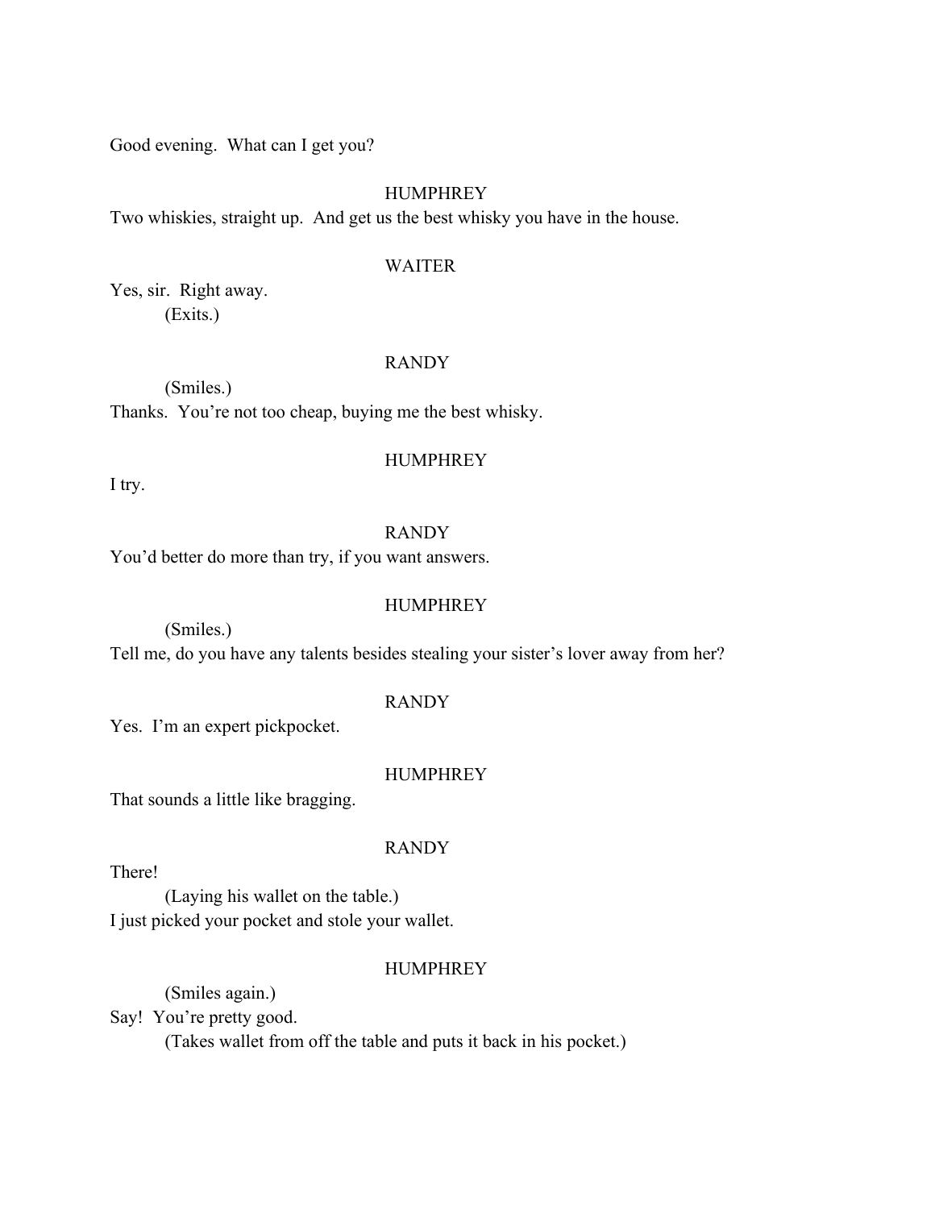Good evening.  What can I get you?

HUMPHREY

Two whiskies, straight up.  And get us the best whisky you have in the house.

WAITER

Yes, sir.  Right away.

(Exits.)

RANDY

(Smiles.)

Thanks.  You're not too cheap, buying me the best whisky.

HUMPHREY

I try.

RANDY

You'd better do more than try, if you want answers.

HUMPHREY

(Smiles.)

Tell me, do you have any talents besides stealing your sister's lover away from her?

RANDY

Yes.  I'm an expert pickpocket.

HUMPHREY

That sounds a little like bragging.

RANDY

There!

(Laying his wallet on the table.)

I just picked your pocket and stole your wallet.

HUMPHREY

(Smiles again.)

Say!  You're pretty good.

(Takes wallet from off the table and puts it back in his pocket.)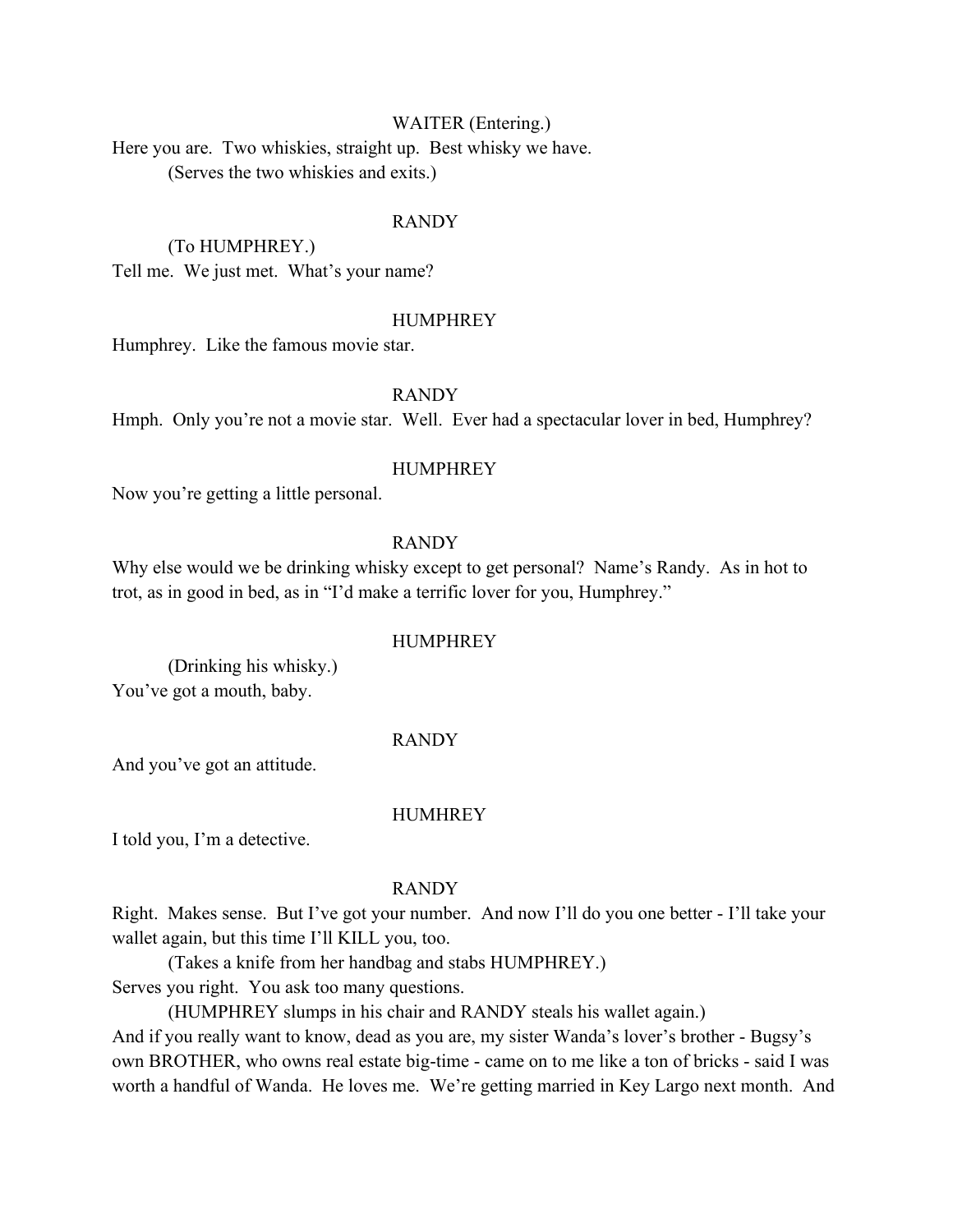WAITER (Entering.)

Here you are. Two whiskies, straight up. Best whisky we have.

(Serves the two whiskies and exits.)

RANDY

(To HUMPHREY.)

Tell me. We just met. What's your name?

HUMPHREY

Humphrey. Like the famous movie star.

RANDY

Hmph. Only you're not a movie star. Well. Ever had a spectacular lover in bed, Humphrey?

HUMPHREY

Now you're getting a little personal.

RANDY

Why else would we be drinking whisky except to get personal? Name's Randy. As in hot to trot, as in good in bed, as in "I'd make a terrific lover for you, Humphrey."

HUMPHREY

(Drinking his whisky.)

You've got a mouth, baby.

RANDY

And you've got an attitude.

HUMHREY

I told you, I'm a detective.

RANDY

Right. Makes sense. But I've got your number. And now I'll do you one better - I'll take your wallet again, but this time I'll KILL you, too.

(Takes a knife from her handbag and stabs HUMPHREY.)

Serves you right. You ask too many questions.

(HUMPHREY slumps in his chair and RANDY steals his wallet again.)

And if you really want to know, dead as you are, my sister Wanda's lover's brother - Bugsy's own BROTHER, who owns real estate big-time - came on to me like a ton of bricks - said I was worth a handful of Wanda. He loves me. We're getting married in Key Largo next month. And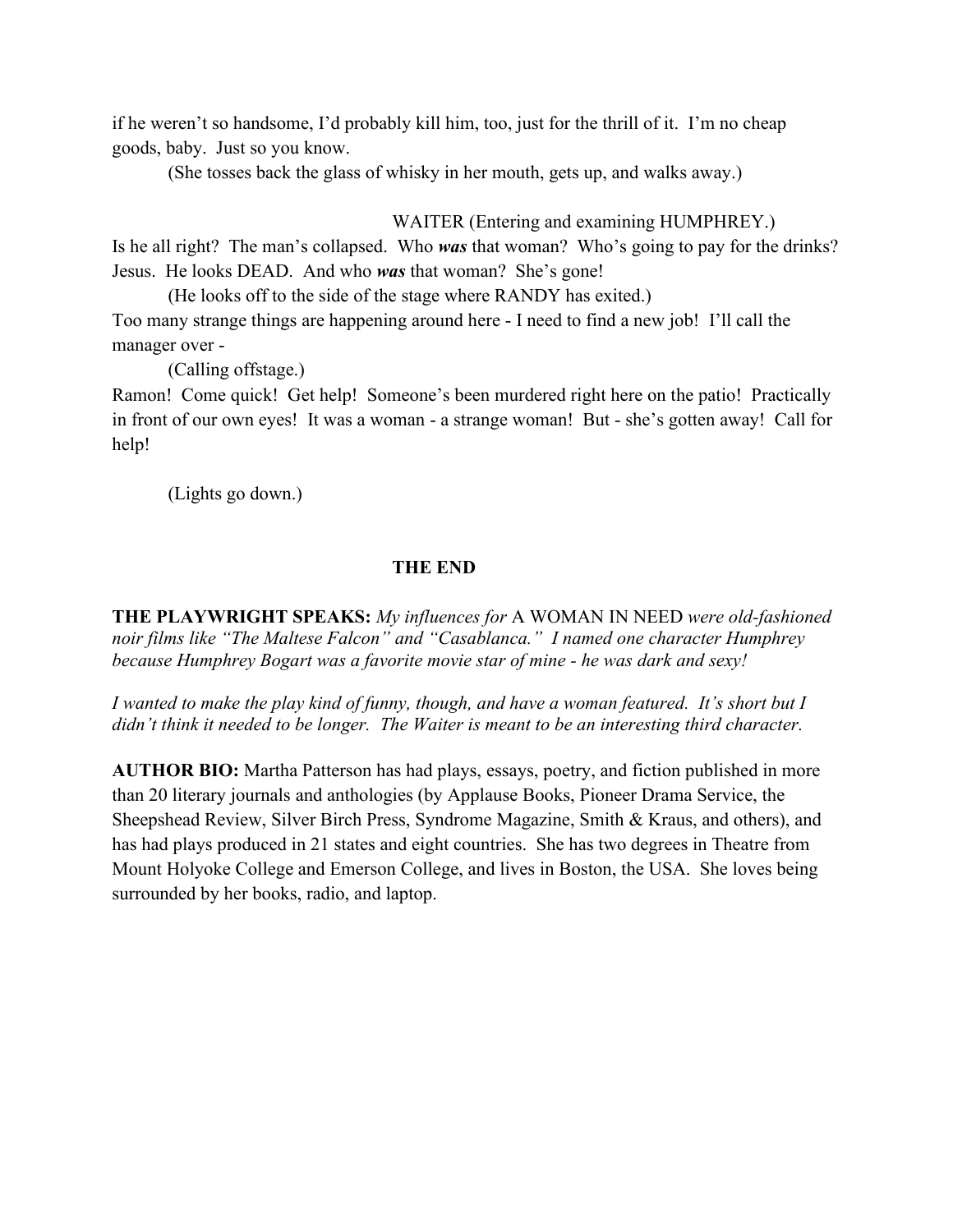if he weren't so handsome, I'd probably kill him, too, just for the thrill of it. I'm no cheap goods, baby. Just so you know.

(She tosses back the glass of whisky in her mouth, gets up, and walks away.)

WAITER (Entering and examining HUMPHREY.)

Is he all right? The man's collapsed. Who ***was*** that woman? Who's going to pay for the drinks? Jesus. He looks DEAD. And who ***was*** that woman? She's gone!

(He looks off to the side of the stage where RANDY has exited.)

Too many strange things are happening around here - I need to find a new job! I'll call the manager over -

(Calling offstage.)

Ramon! Come quick! Get help! Someone's been murdered right here on the patio! Practically in front of our own eyes! It was a woman - a strange woman! But - she's gotten away! Call for help!

(Lights go down.)

**THE END**

**THE PLAYWRIGHT SPEAKS:** *My influences for* A WOMAN IN NEED *were old-fashioned noir films like "The Maltese Falcon" and "Casablanca." I named one character Humphrey because Humphrey Bogart was a favorite movie star of mine - he was dark and sexy!*

*I wanted to make the play kind of funny, though, and have a woman featured. It's short but I didn't think it needed to be longer. The Waiter is meant to be an interesting third character.*

**AUTHOR BIO:** Martha Patterson has had plays, essays, poetry, and fiction published in more than 20 literary journals and anthologies (by Applause Books, Pioneer Drama Service, the Sheepshead Review, Silver Birch Press, Syndrome Magazine, Smith & Kraus, and others), and has had plays produced in 21 states and eight countries. She has two degrees in Theatre from Mount Holyoke College and Emerson College, and lives in Boston, the USA. She loves being surrounded by her books, radio, and laptop.